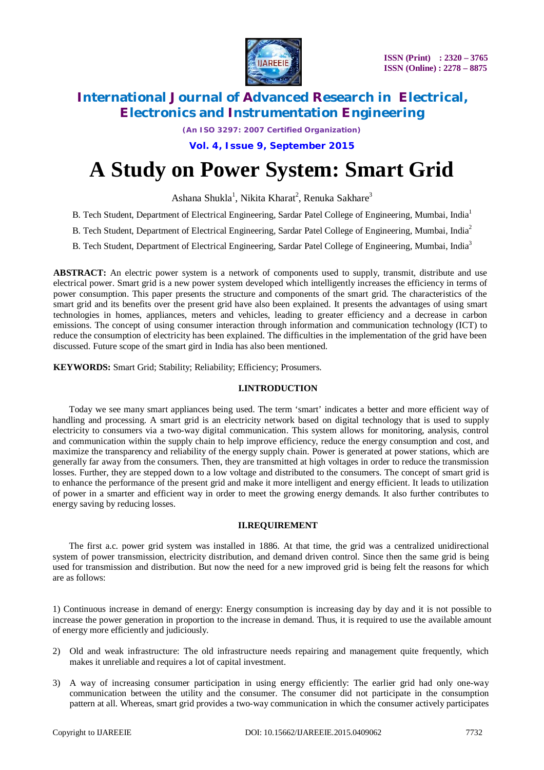# A Study on Power System: Smart Grid

Ashana Shukla[1], Nikita Kharat[2], Renuka Sakhare[3]

B. Tech Student, Department of Electrical Engineering, Sardar Patel College of Engineering, Mumbai, India[1]

B. Tech Student, Department of Electrical Engineering, Sardar Patel College of Engineering, Mumbai, India[2]

B. Tech Student, Department of Electrical Engineering, Sardar Patel College of Engineering, Mumbai, India[3]

**ABSTRACT:** An electric power system is a network of components used to supply, transmit, distribute and use electrical power. Smart grid is a new power system developed which intelligently increases the efficiency in terms of power consumption. This paper presents the structure and components of the smart grid. The characteristics of the smart grid and its benefits over the present grid have also been explained. It presents the advantages of using smart technologies in homes, appliances, meters and vehicles, leading to greater efficiency and a decrease in carbon emissions. The concept of using consumer interaction through information and communication technology (ICT) to reduce the consumption of electricity has been explained. The difficulties in the implementation of the grid have been discussed. Future scope of the smart gird in India has also been mentioned.

**KEYWORDS:** Smart Grid; Stability; Reliability; Efficiency; Prosumers.

## I.INTRODUCTION

Today we see many smart appliances being used. The term 'smart' indicates a better and more efficient way of handling and processing. A smart grid is an electricity network based on digital technology that is used to supply electricity to consumers via a two-way digital communication. This system allows for monitoring, analysis, control and communication within the supply chain to help improve efficiency, reduce the energy consumption and cost, and maximize the transparency and reliability of the energy supply chain. Power is generated at power stations, which are generally far away from the consumers. Then, they are transmitted at high voltages in order to reduce the transmission losses. Further, they are stepped down to a low voltage and distributed to the consumers. The concept of smart grid is to enhance the performance of the present grid and make it more intelligent and energy efficient. It leads to utilization of power in a smarter and efficient way in order to meet the growing energy demands. It also further contributes to energy saving by reducing losses.

## II.REQUIREMENT

The first a.c. power grid system was installed in 1886. At that time, the grid was a centralized unidirectional system of power transmission, electricity distribution, and demand driven control. Since then the same grid is being used for transmission and distribution. But now the need for a new improved grid is being felt the reasons for which are as follows:

1) Continuous increase in demand of energy: Energy consumption is increasing day by day and it is not possible to increase the power generation in proportion to the increase in demand. Thus, it is required to use the available amount of energy more efficiently and judiciously.

2) Old and weak infrastructure: The old infrastructure needs repairing and management quite frequently, which makes it unreliable and requires a lot of capital investment.

3) A way of increasing consumer participation in using energy efficiently: The earlier grid had only one-way communication between the utility and the consumer. The consumer did not participate in the consumption pattern at all. Whereas, smart grid provides a two-way communication in which the consumer actively participates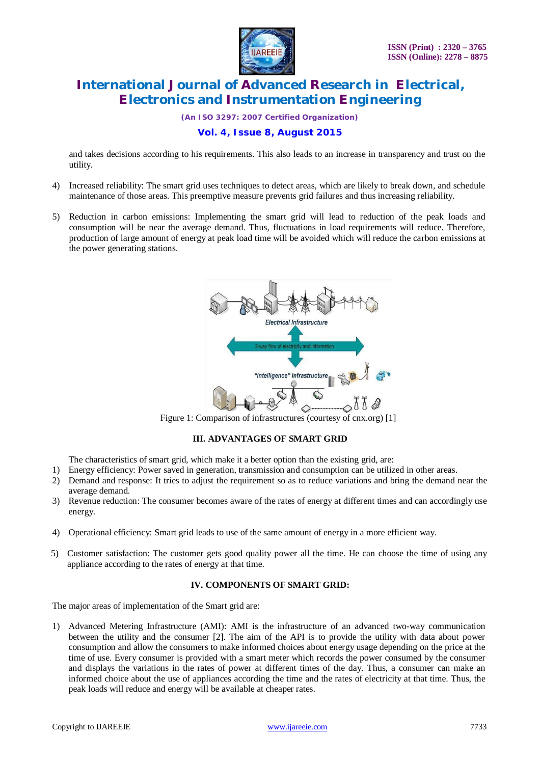and takes decisions according to his requirements. This also leads to an increase in transparency and trust on the utility.

4) Increased reliability: The smart grid uses techniques to detect areas, which are likely to break down, and schedule maintenance of those areas. This preemptive measure prevents grid failures and thus increasing reliability.

5) Reduction in carbon emissions: Implementing the smart grid will lead to reduction of the peak loads and consumption will be near the average demand. Thus, fluctuations in load requirements will reduce. Therefore, production of large amount of energy at peak load time will be avoided which will reduce the carbon emissions at the power generating stations.

Figure 1: Comparison of infrastructures (courtesy of cnx.org) [1]

## III. ADVANTAGES OF SMART GRID

The characteristics of smart grid, which make it a better option than the existing grid, are:

1) Energy efficiency: Power saved in generation, transmission and consumption can be utilized in other areas.
2) Demand and response: It tries to adjust the requirement so as to reduce variations and bring the demand near the average demand.
3) Revenue reduction: The consumer becomes aware of the rates of energy at different times and can accordingly use energy.
4) Operational efficiency: Smart grid leads to use of the same amount of energy in a more efficient way.
5) Customer satisfaction: The customer gets good quality power all the time. He can choose the time of using any appliance according to the rates of energy at that time.

## IV. COMPONENTS OF SMART GRID:

The major areas of implementation of the Smart grid are:

1) Advanced Metering Infrastructure (AMI): AMI is the infrastructure of an advanced two-way communication between the utility and the consumer [2]. The aim of the API is to provide the utility with data about power consumption and allow the consumers to make informed choices about energy usage depending on the price at the time of use. Every consumer is provided with a smart meter which records the power consumed by the consumer and displays the variations in the rates of power at different times of the day. Thus, a consumer can make an informed choice about the use of appliances according the time and the rates of electricity at that time. Thus, the peak loads will reduce and energy will be available at cheaper rates.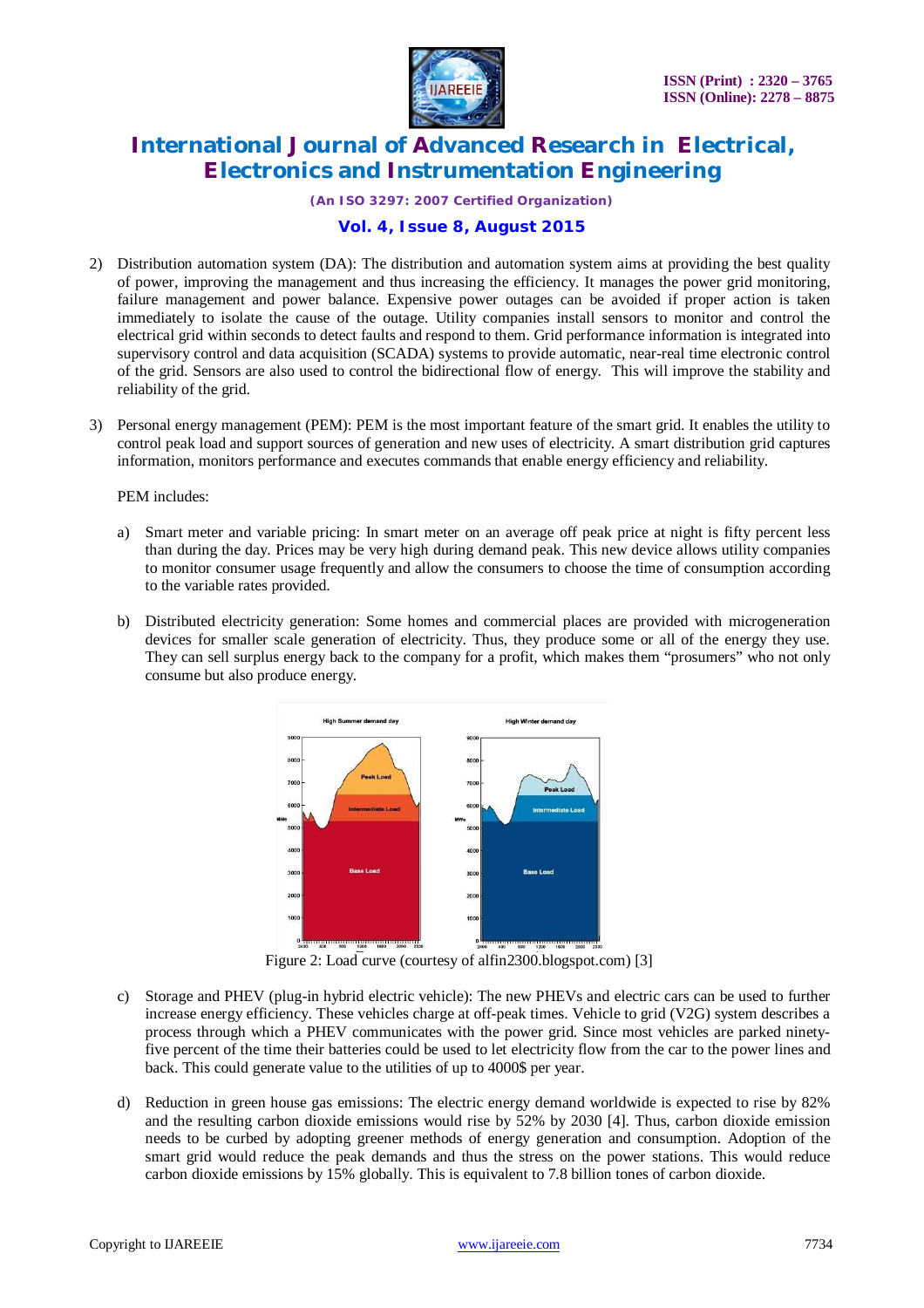2) Distribution automation system (DA): The distribution and automation system aims at providing the best quality of power, improving the management and thus increasing the efficiency. It manages the power grid monitoring, failure management and power balance. Expensive power outages can be avoided if proper action is taken immediately to isolate the cause of the outage. Utility companies install sensors to monitor and control the electrical grid within seconds to detect faults and respond to them. Grid performance information is integrated into supervisory control and data acquisition (SCADA) systems to provide automatic, near-real time electronic control of the grid. Sensors are also used to control the bidirectional flow of energy. This will improve the stability and reliability of the grid.

3) Personal energy management (PEM): PEM is the most important feature of the smart grid. It enables the utility to control peak load and support sources of generation and new uses of electricity. A smart distribution grid captures information, monitors performance and executes commands that enable energy efficiency and reliability.

   PEM includes:

   a) Smart meter and variable pricing: In smart meter on an average off peak price at night is fifty percent less than during the day. Prices may be very high during demand peak. This new device allows utility companies to monitor consumer usage frequently and allow the consumers to choose the time of consumption according to the variable rates provided.

   b) Distributed electricity generation: Some homes and commercial places are provided with microgeneration devices for smaller scale generation of electricity. Thus, they produce some or all of the energy they use. They can sell surplus energy back to the company for a profit, which makes them "prosumers" who not only consume but also produce energy.

Figure 2: Load curve (courtesy of alfin2300.blogspot.com) [3]

   c) Storage and PHEV (plug-in hybrid electric vehicle): The new PHEVs and electric cars can be used to further increase energy efficiency. These vehicles charge at off-peak times. Vehicle to grid (V2G) system describes a process through which a PHEV communicates with the power grid. Since most vehicles are parked ninety-five percent of the time their batteries could be used to let electricity flow from the car to the power lines and back. This could generate value to the utilities of up to 4000$ per year.

   d) Reduction in green house gas emissions: The electric energy demand worldwide is expected to rise by 82% and the resulting carbon dioxide emissions would rise by 52% by 2030 [4]. Thus, carbon dioxide emission needs to be curbed by adopting greener methods of energy generation and consumption. Adoption of the smart grid would reduce the peak demands and thus the stress on the power stations. This would reduce carbon dioxide emissions by 15% globally. This is equivalent to 7.8 billion tones of carbon dioxide.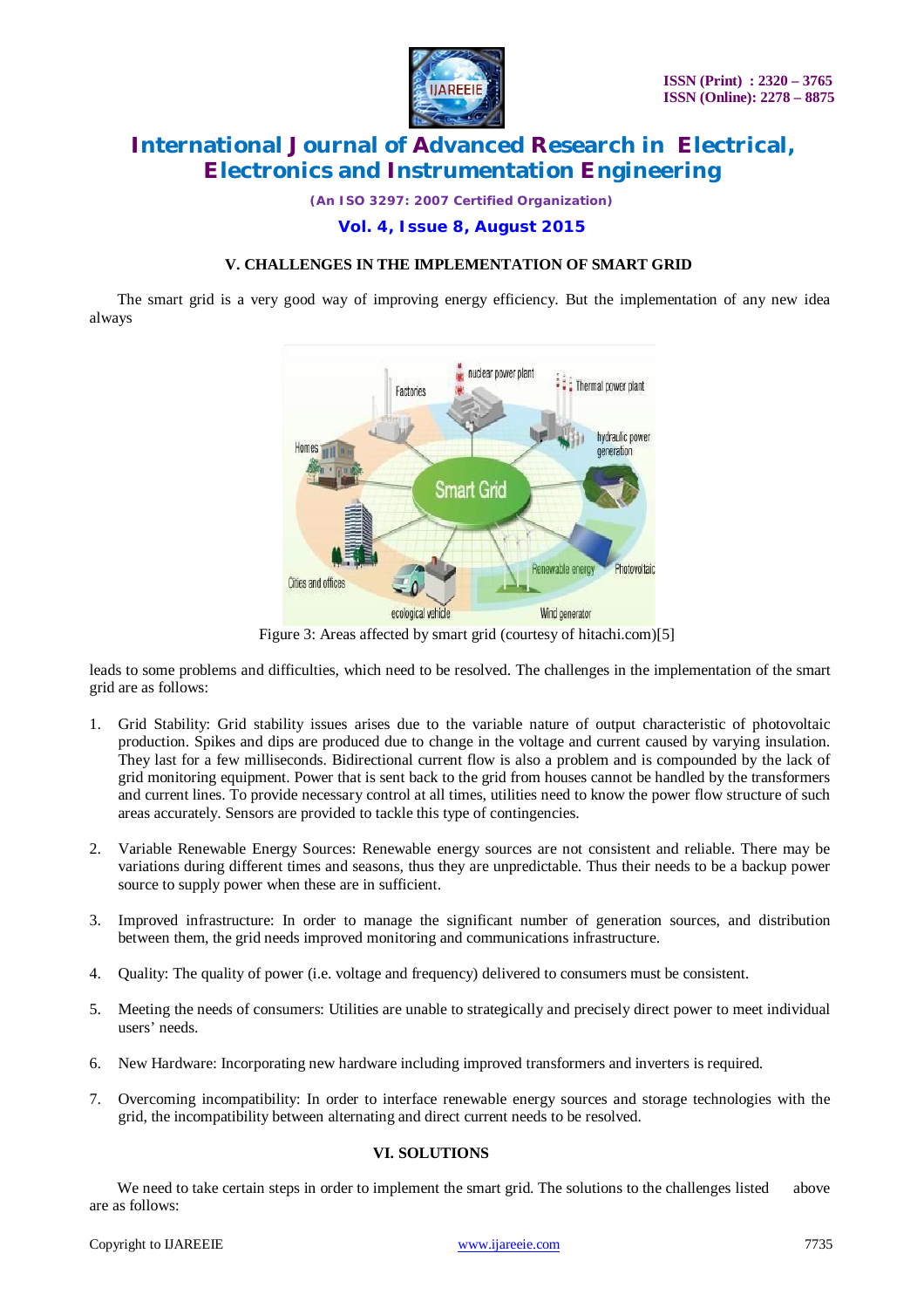## V. CHALLENGES IN THE IMPLEMENTATION OF SMART GRID

The smart grid is a very good way of improving energy efficiency. But the implementation of any new idea always

Figure 3: Areas affected by smart grid (courtesy of hitachi.com)[5]

leads to some problems and difficulties, which need to be resolved. The challenges in the implementation of the smart grid are as follows:

1. Grid Stability: Grid stability issues arises due to the variable nature of output characteristic of photovoltaic production. Spikes and dips are produced due to change in the voltage and current caused by varying insulation. They last for a few milliseconds. Bidirectional current flow is also a problem and is compounded by the lack of grid monitoring equipment. Power that is sent back to the grid from houses cannot be handled by the transformers and current lines. To provide necessary control at all times, utilities need to know the power flow structure of such areas accurately. Sensors are provided to tackle this type of contingencies.

2. Variable Renewable Energy Sources: Renewable energy sources are not consistent and reliable. There may be variations during different times and seasons, thus they are unpredictable. Thus their needs to be a backup power source to supply power when these are in sufficient.

3. Improved infrastructure: In order to manage the significant number of generation sources, and distribution between them, the grid needs improved monitoring and communications infrastructure.

4. Quality: The quality of power (i.e. voltage and frequency) delivered to consumers must be consistent.

5. Meeting the needs of consumers: Utilities are unable to strategically and precisely direct power to meet individual users' needs.

6. New Hardware: Incorporating new hardware including improved transformers and inverters is required.

7. Overcoming incompatibility: In order to interface renewable energy sources and storage technologies with the grid, the incompatibility between alternating and direct current needs to be resolved.

## VI. SOLUTIONS

We need to take certain steps in order to implement the smart grid. The solutions to the challenges listed above are as follows: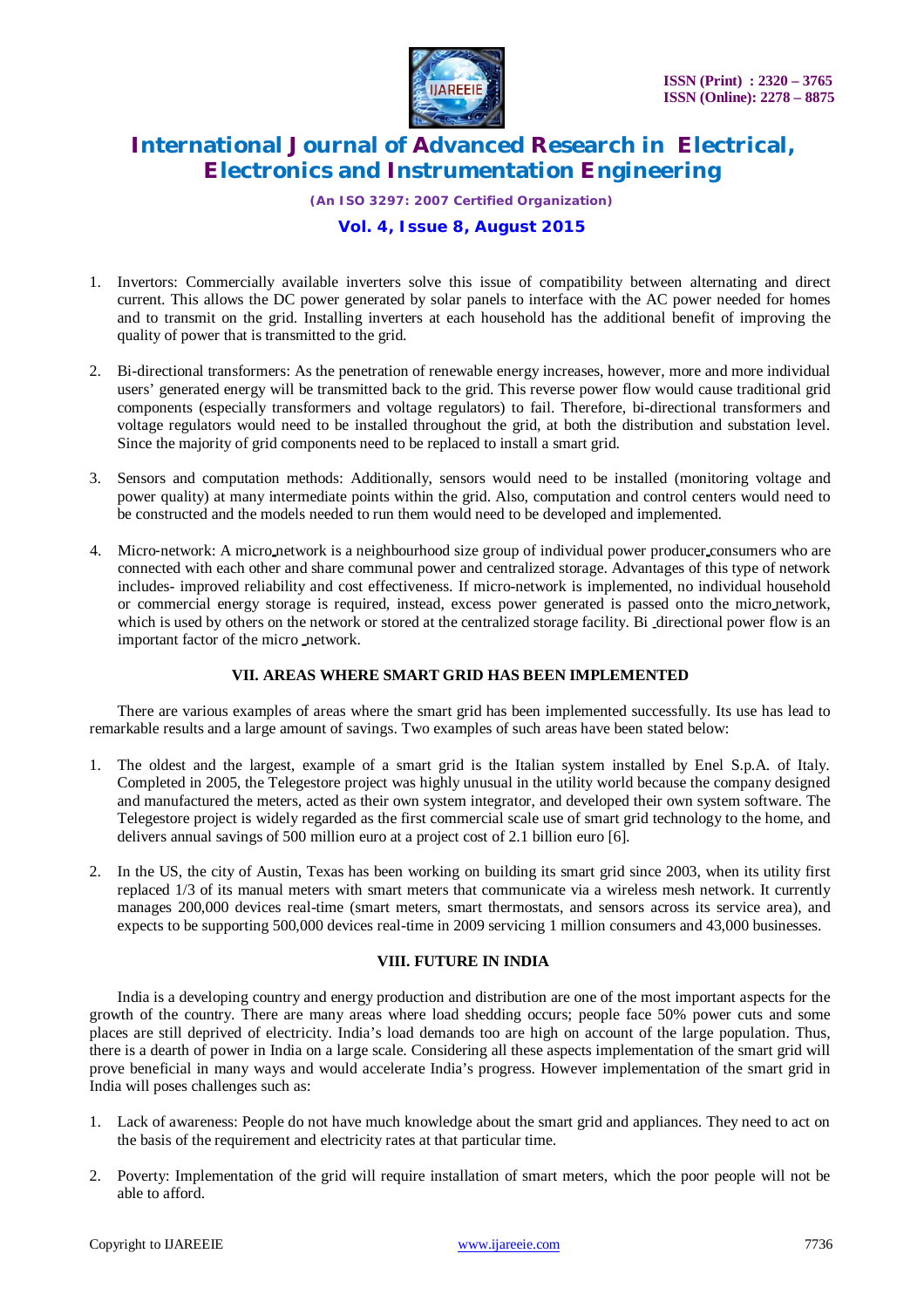1. Invertors: Commercially available inverters solve this issue of compatibility between alternating and direct current. This allows the DC power generated by solar panels to interface with the AC power needed for homes and to transmit on the grid. Installing inverters at each household has the additional benefit of improving the quality of power that is transmitted to the grid.

2. Bi-directional transformers: As the penetration of renewable energy increases, however, more and more individual users' generated energy will be transmitted back to the grid. This reverse power flow would cause traditional grid components (especially transformers and voltage regulators) to fail. Therefore, bi-directional transformers and voltage regulators would need to be installed throughout the grid, at both the distribution and substation level. Since the majority of grid components need to be replaced to install a smart grid.

3. Sensors and computation methods: Additionally, sensors would need to be installed (monitoring voltage and power quality) at many intermediate points within the grid. Also, computation and control centers would need to be constructed and the models needed to run them would need to be developed and implemented.

4. Micro-network: A micro network is a neighbourhood size group of individual power producer consumers who are connected with each other and share communal power and centralized storage. Advantages of this type of network includes- improved reliability and cost effectiveness. If micro-network is implemented, no individual household or commercial energy storage is required, instead, excess power generated is passed onto the micro network, which is used by others on the network or stored at the centralized storage facility. Bi directional power flow is an important factor of the micro network.

## VII. AREAS WHERE SMART GRID HAS BEEN IMPLEMENTED

There are various examples of areas where the smart grid has been implemented successfully. Its use has lead to remarkable results and a large amount of savings. Two examples of such areas have been stated below:

1. The oldest and the largest, example of a smart grid is the Italian system installed by Enel S.p.A. of Italy. Completed in 2005, the Telegestore project was highly unusual in the utility world because the company designed and manufactured the meters, acted as their own system integrator, and developed their own system software. The Telegestore project is widely regarded as the first commercial scale use of smart grid technology to the home, and delivers annual savings of 500 million euro at a project cost of 2.1 billion euro [6].

2. In the US, the city of Austin, Texas has been working on building its smart grid since 2003, when its utility first replaced 1/3 of its manual meters with smart meters that communicate via a wireless mesh network. It currently manages 200,000 devices real-time (smart meters, smart thermostats, and sensors across its service area), and expects to be supporting 500,000 devices real-time in 2009 servicing 1 million consumers and 43,000 businesses.

## VIII. FUTURE IN INDIA

India is a developing country and energy production and distribution are one of the most important aspects for the growth of the country. There are many areas where load shedding occurs; people face 50% power cuts and some places are still deprived of electricity. India's load demands too are high on account of the large population. Thus, there is a dearth of power in India on a large scale. Considering all these aspects implementation of the smart grid will prove beneficial in many ways and would accelerate India's progress. However implementation of the smart grid in India will poses challenges such as:

1. Lack of awareness: People do not have much knowledge about the smart grid and appliances. They need to act on the basis of the requirement and electricity rates at that particular time.

2. Poverty: Implementation of the grid will require installation of smart meters, which the poor people will not be able to afford.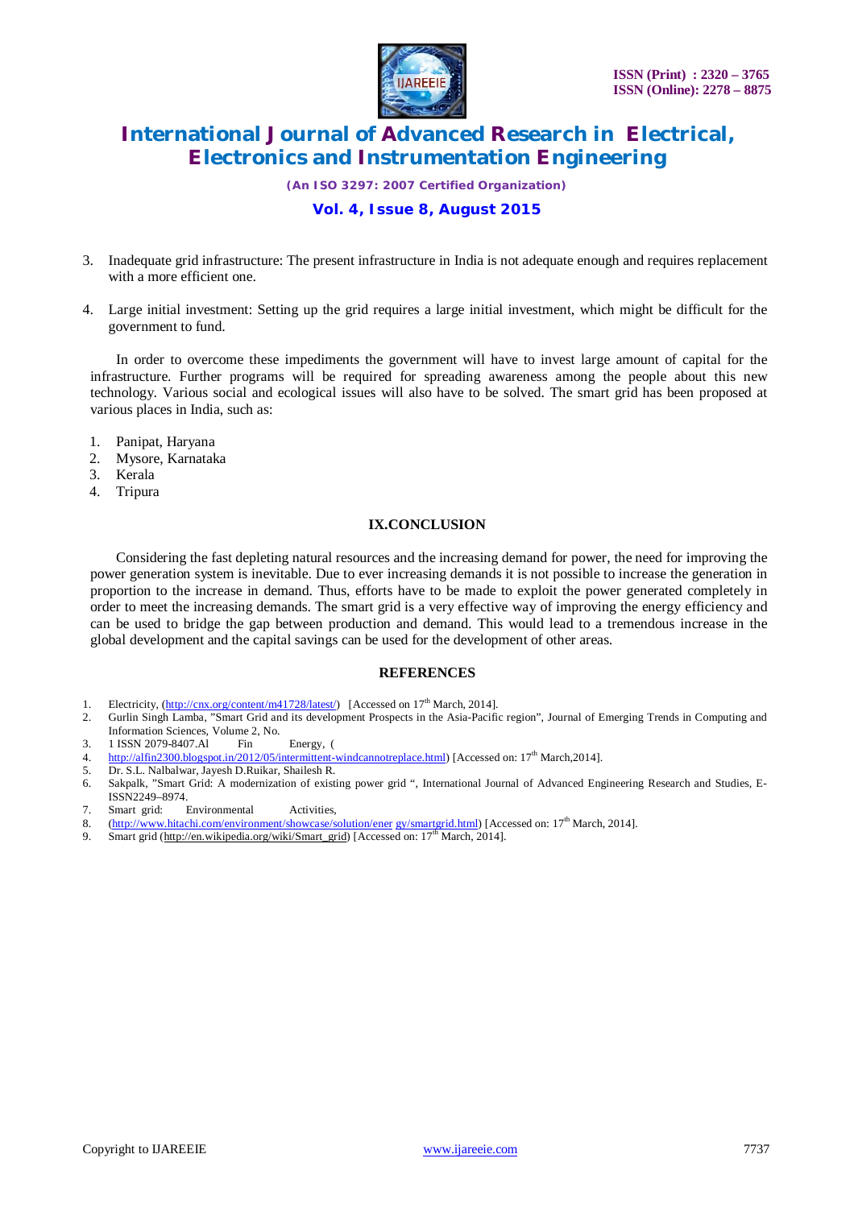3. Inadequate grid infrastructure: The present infrastructure in India is not adequate enough and requires replacement with a more efficient one.

4. Large initial investment: Setting up the grid requires a large initial investment, which might be difficult for the government to fund.

In order to overcome these impediments the government will have to invest large amount of capital for the infrastructure. Further programs will be required for spreading awareness among the people about this new technology. Various social and ecological issues will also have to be solved. The smart grid has been proposed at various places in India, such as:

1. Panipat, Haryana
2. Mysore, Karnataka
3. Kerala
4. Tripura

## IX.CONCLUSION

Considering the fast depleting natural resources and the increasing demand for power, the need for improving the power generation system is inevitable. Due to ever increasing demands it is not possible to increase the generation in proportion to the increase in demand. Thus, efforts have to be made to exploit the power generated completely in order to meet the increasing demands. The smart grid is a very effective way of improving the energy efficiency and can be used to bridge the gap between production and demand. This would lead to a tremendous increase in the global development and the capital savings can be used for the development of other areas.

## REFERENCES

1. Electricity, (http://cnx.org/content/m41728/latest/) [Accessed on 17th March, 2014].
2. Gurlin Singh Lamba, "Smart Grid and its development Prospects in the Asia-Pacific region", Journal of Emerging Trends in Computing and Information Sciences, Volume 2, No.
3. 1 ISSN 2079-8407.Al Fin Energy, (
4. http://alfin2300.blogspot.in/2012/05/intermittent-windcannotreplace.html) [Accessed on: 17th March,2014].
5. Dr. S.L. Nalbalwar, Jayesh D.Ruikar, Shailesh R.
6. Sakpalk, "Smart Grid: A modernization of existing power grid ", International Journal of Advanced Engineering Research and Studies, E-ISSN2249–8974.
7. Smart grid: Environmental Activities,
8. (http://www.hitachi.com/environment/showcase/solution/ener gy/smartgrid.html) [Accessed on: 17th March, 2014].
9. Smart grid (http://en.wikipedia.org/wiki/Smart_grid) [Accessed on: 17th March, 2014].